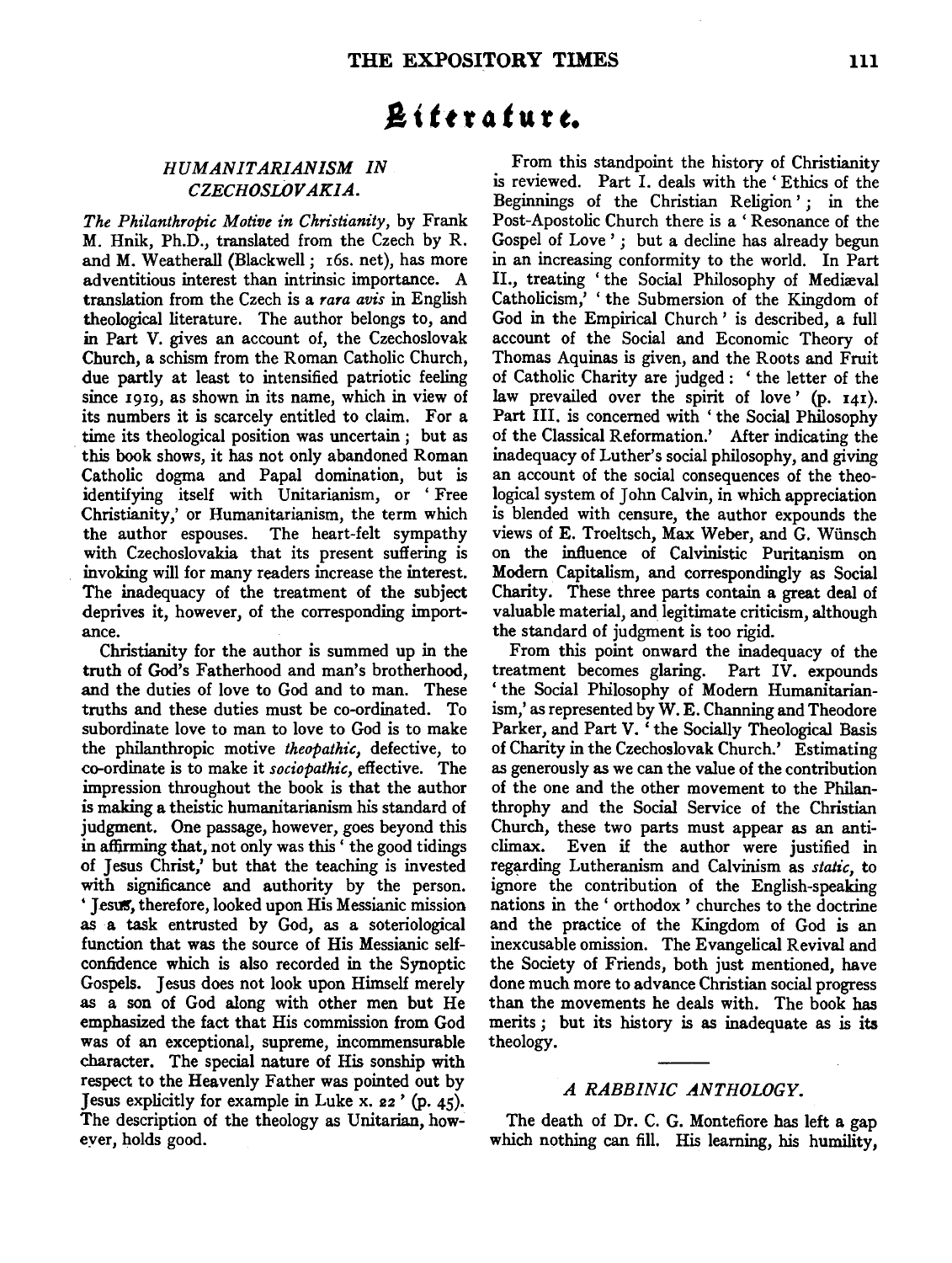# Literature.

## HUMANITARIANISM IN CZECHOSLOVAKIA.

*The Philanthropic Motive in Christianity*, by Frank M. Hnik, Ph.D., translated from the Czech by R. and M. Weatherall (Blackwell; 16s. net), has more adventitious interest than intrinsic importance. A translation from the Czech is a *rara avis* in English theological literature. The author belongs to, and in Part V. gives an account of, the Czechoslovak Church, a schism from the Roman Catholic Church, due partly at least to intensified patriotic feeling since 1919, as shown in its name, which in view of its numbers it is scarcely entitled to claim. For a time its theological position was uncertain; but as this book shows, it has not only abandoned Roman Catholic dogma and Papal domination, but is identifying itself with Unitarianism, or 'Free Christianity,' or Humanitarianism, the term which the author espouses. The heart-felt sympathy with Czechoslovakia that its present suffering is invoking will for many readers increase the interest. The inadequacy of the treatment of the subject deprives it, however, of the corresponding importance.

Christianity for the author is summed up in the truth of God's Fatherhood and man's brotherhood, and the duties of love to God and to man. These truths and these duties must be co-ordinated. To subordinate love to man to love to God is to make the philanthropic motive *theopathic*, defective, to co-ordinate is to make it *sociopathic*, effective. The impression throughout the book is that the author is making a theistic humanitarianism his standard of judgment. One passage, however, goes beyond this in affirming that, not only was this 'the good tidings of Jesus Christ,' but that the teaching is invested with significance and authority by the person. 'Jesus, therefore, looked upon His Messianic mission as a task entrusted by God, as a soteriological function that was the source of His Messianic self-confidence which is also recorded in the Synoptic Gospels. Jesus does not look upon Himself merely as a son of God along with other men but He emphasized the fact that His commission from God was of an exceptional, supreme, incommensurable character. The special nature of His sonship with respect to the Heavenly Father was pointed out by Jesus explicitly for example in Luke x. 22' (p. 45). The description of the theology as Unitarian, however, holds good.

From this standpoint the history of Christianity is reviewed. Part I. deals with the 'Ethics of the Beginnings of the Christian Religion'; in the Post-Apostolic Church there is a 'Resonance of the Gospel of Love'; but a decline has already begun in an increasing conformity to the world. In Part II., treating 'the Social Philosophy of Mediæval Catholicism,' 'the Submersion of the Kingdom of God in the Empirical Church' is described, a full account of the Social and Economic Theory of Thomas Aquinas is given, and the Roots and Fruit of Catholic Charity are judged: 'the letter of the law prevailed over the spirit of love' (p. 141). Part III. is concerned with 'the Social Philosophy of the Classical Reformation.' After indicating the inadequacy of Luther's social philosophy, and giving an account of the social consequences of the theological system of John Calvin, in which appreciation is blended with censure, the author expounds the views of E. Troeltsch, Max Weber, and G. Wünsch on the influence of Calvinistic Puritanism on Modern Capitalism, and correspondingly as Social Charity. These three parts contain a great deal of valuable material, and legitimate criticism, although the standard of judgment is too rigid.

From this point onward the inadequacy of the treatment becomes glaring. Part IV. expounds 'the Social Philosophy of Modern Humanitarianism,' as represented by W. E. Channing and Theodore Parker, and Part V. 'the Socially Theological Basis of Charity in the Czechoslovak Church.' Estimating as generously as we can the value of the contribution of the one and the other movement to the Philanthrophy and the Social Service of the Christian Church, these two parts must appear as an anticlimax. Even if the author were justified in regarding Lutheranism and Calvinism as *static*, to ignore the contribution of the English-speaking nations in the 'orthodox' churches to the doctrine and the practice of the Kingdom of God is an inexcusable omission. The Evangelical Revival and the Society of Friends, both just mentioned, have done much more to advance Christian social progress than the movements he deals with. The book has merits; but its history is as inadequate as is its theology.

## A RABBINIC ANTHOLOGY.

The death of Dr. C. G. Montefiore has left a gap which nothing can fill. His learning, his humility,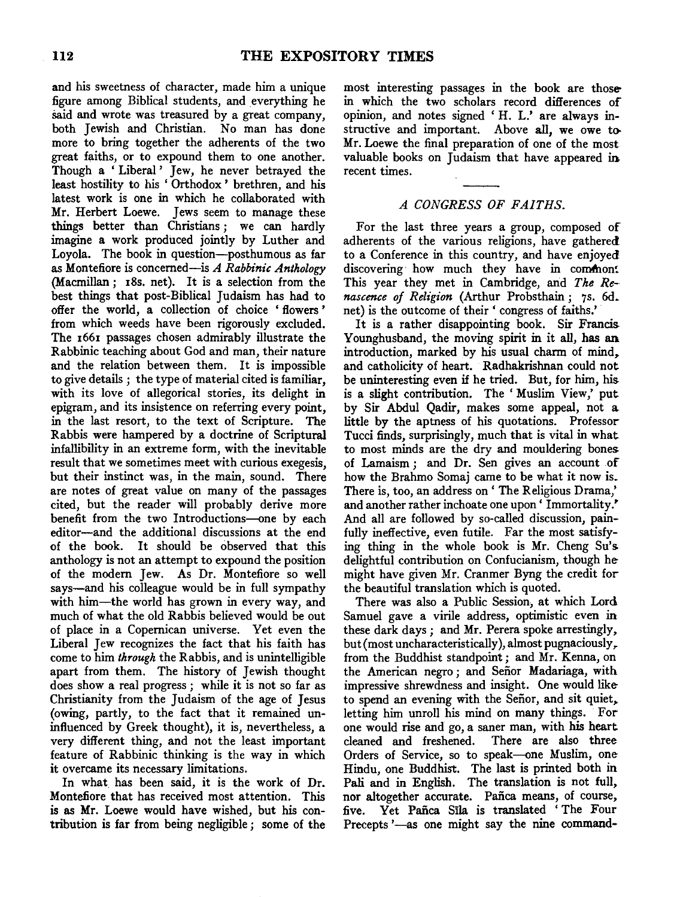and his sweetness of character, made him a unique figure among Biblical students, and everything he said and wrote was treasured by a great company, both Jewish and Christian. No man has done more to bring together the adherents of the two great faiths, or to expound them to one another. Though a 'Liberal' Jew, he never betrayed the least hostility to his 'Orthodox' brethren, and his latest work is one in which he collaborated with Mr. Herbert Loewe. Jews seem to manage these things better than Christians; we can hardly imagine a work produced jointly by Luther and Loyola. The book in question—posthumous as far as Montefiore is concerned—is *A Rabbinic Anthology* (Macmillan; 18s. net). It is a selection from the best things that post-Biblical Judaism has had to offer the world, a collection of choice 'flowers' from which weeds have been rigorously excluded. The 1661 passages chosen admirably illustrate the Rabbinic teaching about God and man, their nature and the relation between them. It is impossible to give details; the type of material cited is familiar, with its love of allegorical stories, its delight in epigram, and its insistence on referring every point, in the last resort, to the text of Scripture. The Rabbis were hampered by a doctrine of Scriptural infallibility in an extreme form, with the inevitable result that we sometimes meet with curious exegesis, but their instinct was, in the main, sound. There are notes of great value on many of the passages cited, but the reader will probably derive more benefit from the two Introductions—one by each editor—and the additional discussions at the end of the book. It should be observed that this anthology is not an attempt to expound the position of the modern Jew. As Dr. Montefiore so well says—and his colleague would be in full sympathy with him—the world has grown in every way, and much of what the old Rabbis believed would be out of place in a Copernican universe. Yet even the Liberal Jew recognizes the fact that his faith has come to him *through* the Rabbis, and is unintelligible apart from them. The history of Jewish thought does show a real progress; while it is not so far as Christianity from the Judaism of the age of Jesus (owing, partly, to the fact that it remained uninfluenced by Greek thought), it is, nevertheless, a very different thing, and not the least important feature of Rabbinic thinking is the way in which it overcame its necessary limitations.

In what has been said, it is the work of Dr. Montefiore that has received most attention. This is as Mr. Loewe would have wished, but his contribution is far from being negligible; some of the most interesting passages in the book are those in which the two scholars record differences of opinion, and notes signed 'H. L.' are always instructive and important. Above all, we owe to Mr. Loewe the final preparation of one of the most valuable books on Judaism that have appeared in recent times.

---

### *A CONGRESS OF FAITHS.*

For the last three years a group, composed of adherents of the various religions, have gathered to a Conference in this country, and have enjoyed discovering how much they have in common. This year they met in Cambridge, and *The Renascence of Religion* (Arthur Probsthain; 7s. 6d. net) is the outcome of their 'congress of faiths.'

It is a rather disappointing book. Sir Francis Younghusband, the moving spirit in it all, has an introduction, marked by his usual charm of mind, and catholicity of heart. Radhakrishnan could not be uninteresting even if he tried. But, for him, his is a slight contribution. The 'Muslim View,' put by Sir Abdul Qadir, makes some appeal, not a little by the aptness of his quotations. Professor Tucci finds, surprisingly, much that is vital in what to most minds are the dry and mouldering bones of Lamaism; and Dr. Sen gives an account of how the Brahmo Somaj came to be what it now is. There is, too, an address on 'The Religious Drama,' and another rather inchoate one upon 'Immortality.' And all are followed by so-called discussion, painfully ineffective, even futile. Far the most satisfying thing in the whole book is Mr. Cheng Su's delightful contribution on Confucianism, though he might have given Mr. Cranmer Byng the credit for the beautiful translation which is quoted.

There was also a Public Session, at which Lord Samuel gave a virile address, optimistic even in these dark days; and Mr. Perera spoke arrestingly, but (most uncharacteristically), almost pugnaciously, from the Buddhist standpoint; and Mr. Kenna, on the American negro; and Señor Madariaga, with impressive shrewdness and insight. One would like to spend an evening with the Señor, and sit quiet, letting him unroll his mind on many things. For one would rise and go, a saner man, with his heart cleaned and freshened. There are also three Orders of Service, so to speak—one Muslim, one Hindu, one Buddhist. The last is printed both in Pali and in English. The translation is not full, nor altogether accurate. Pañca means, of course, five. Yet Pañca Sīla is translated 'The Four Precepts'—as one might say the nine command-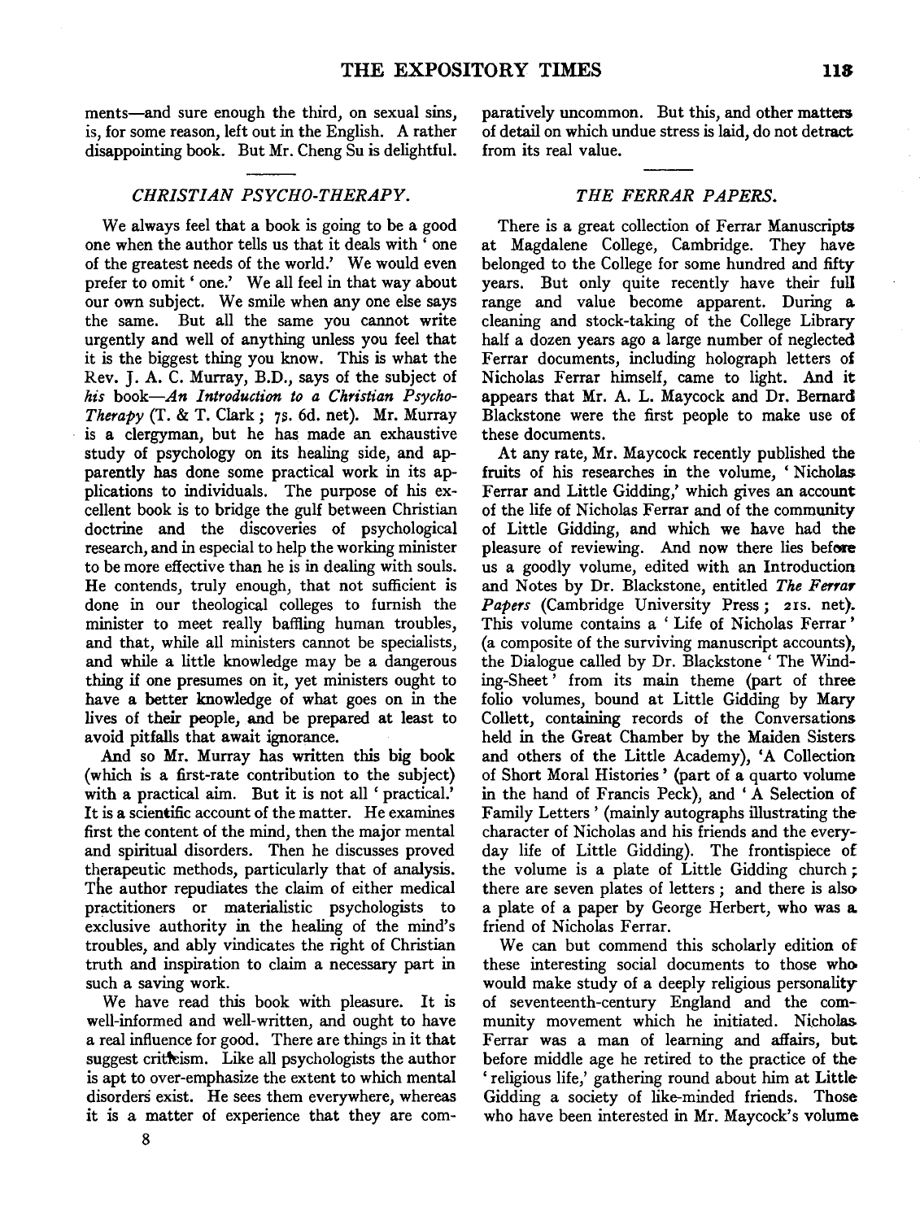ments—and sure enough the third, on sexual sins, is, for some reason, left out in the English. A rather disappointing book. But Mr. Cheng Su is delightful.

### *CHRISTIAN PSYCHO-THERAPY.*

We always feel that a book is going to be a good one when the author tells us that it deals with 'one of the greatest needs of the world.' We would even prefer to omit 'one.' We all feel in that way about our own subject. We smile when any one else says the same. But all the same you cannot write urgently and well of anything unless you feel that it is the biggest thing you know. This is what the Rev. J. A. C. Murray, B.D., says of the subject of *his* book—*An Introduction to a Christian Psycho-Therapy* (T. & T. Clark; 7s. 6d. net). Mr. Murray is a clergyman, but he has made an exhaustive study of psychology on its healing side, and apparently has done some practical work in its applications to individuals. The purpose of his excellent book is to bridge the gulf between Christian doctrine and the discoveries of psychological research, and in especial to help the working minister to be more effective than he is in dealing with souls. He contends, truly enough, that not sufficient is done in our theological colleges to furnish the minister to meet really baffling human troubles, and that, while all ministers cannot be specialists, and while a little knowledge may be a dangerous thing if one presumes on it, yet ministers ought to have a better knowledge of what goes on in the lives of their people, and be prepared at least to avoid pitfalls that await ignorance.

And so Mr. Murray has written this big book (which is a first-rate contribution to the subject) with a practical aim. But it is not all 'practical.' It is a scientific account of the matter. He examines first the content of the mind, then the major mental and spiritual disorders. Then he discusses proved therapeutic methods, particularly that of analysis. The author repudiates the claim of either medical practitioners or materialistic psychologists to exclusive authority in the healing of the mind's troubles, and ably vindicates the right of Christian truth and inspiration to claim a necessary part in such a saving work.

We have read this book with pleasure. It is well-informed and well-written, and ought to have a real influence for good. There are things in it that suggest criticism. Like all psychologists the author is apt to over-emphasize the extent to which mental disorders exist. He sees them everywhere, whereas it is a matter of experience that they are comparatively uncommon. But this, and other matters of detail on which undue stress is laid, do not detract from its real value.

### *THE FERRAR PAPERS.*

There is a great collection of Ferrar Manuscripts at Magdalene College, Cambridge. They have belonged to the College for some hundred and fifty years. But only quite recently have their full range and value become apparent. During a cleaning and stock-taking of the College Library half a dozen years ago a large number of neglected Ferrar documents, including holograph letters of Nicholas Ferrar himself, came to light. And it appears that Mr. A. L. Maycock and Dr. Bernard Blackstone were the first people to make use of these documents.

At any rate, Mr. Maycock recently published the fruits of his researches in the volume, 'Nicholas Ferrar and Little Gidding,' which gives an account of the life of Nicholas Ferrar and of the community of Little Gidding, and which we have had the pleasure of reviewing. And now there lies before us a goodly volume, edited with an Introduction and Notes by Dr. Blackstone, entitled *The Ferrar Papers* (Cambridge University Press; 21s. net). This volume contains a 'Life of Nicholas Ferrar' (a composite of the surviving manuscript accounts), the Dialogue called by Dr. Blackstone 'The Winding-Sheet' from its main theme (part of three folio volumes, bound at Little Gidding by Mary Collett, containing records of the Conversations held in the Great Chamber by the Maiden Sisters and others of the Little Academy), 'A Collection of Short Moral Histories' (part of a quarto volume in the hand of Francis Peck), and 'A Selection of Family Letters' (mainly autographs illustrating the character of Nicholas and his friends and the every-day life of Little Gidding). The frontispiece of the volume is a plate of Little Gidding church; there are seven plates of letters; and there is also a plate of a paper by George Herbert, who was a friend of Nicholas Ferrar.

We can but commend this scholarly edition of these interesting social documents to those who would make study of a deeply religious personality of seventeenth-century England and the community movement which he initiated. Nicholas Ferrar was a man of learning and affairs, but before middle age he retired to the practice of the 'religious life,' gathering round about him at Little Gidding a society of like-minded friends. Those who have been interested in Mr. Maycock's volume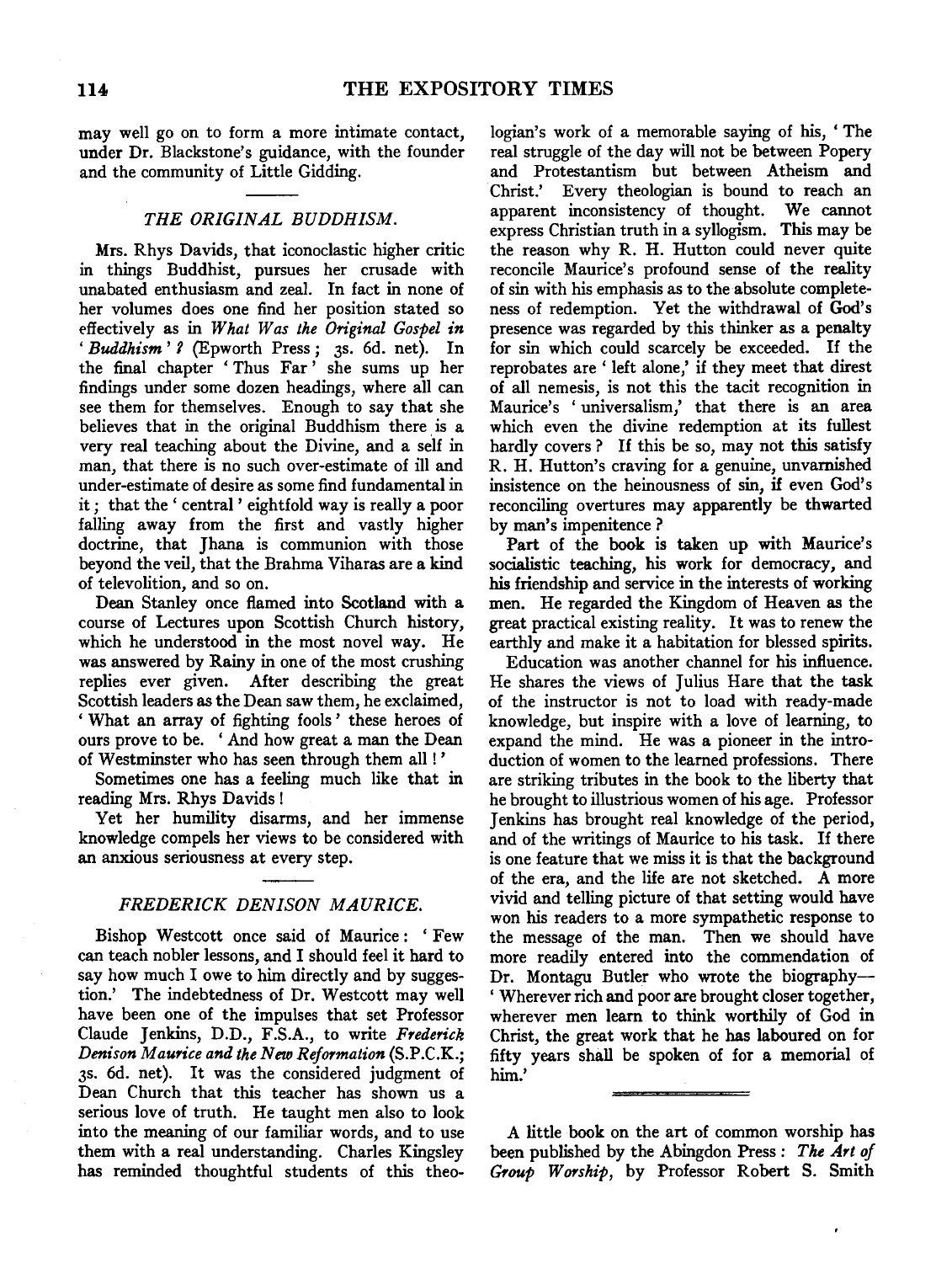may well go on to form a more intimate contact, under Dr. Blackstone's guidance, with the founder and the community of Little Gidding.

## *THE ORIGINAL BUDDHISM.*

Mrs. Rhys Davids, that iconoclastic higher critic in things Buddhist, pursues her crusade with unabated enthusiasm and zeal. In fact in none of her volumes does one find her position stated so effectively as in *What Was the Original Gospel in 'Buddhism'?* (Epworth Press; 3s. 6d. net). In the final chapter 'Thus Far' she sums up her findings under some dozen headings, where all can see them for themselves. Enough to say that she believes that in the original Buddhism there is a very real teaching about the Divine, and a self in man, that there is no such over-estimate of ill and under-estimate of desire as some find fundamental in it; that the 'central' eightfold way is really a poor falling away from the first and vastly higher doctrine, that Jhana is communion with those beyond the veil, that the Brahma Viharas are a kind of televolition, and so on.

Dean Stanley once flamed into Scotland with a course of Lectures upon Scottish Church history, which he understood in the most novel way. He was answered by Rainy in one of the most crushing replies ever given. After describing the great Scottish leaders as the Dean saw them, he exclaimed, 'What an array of fighting fools' these heroes of ours prove to be. 'And how great a man the Dean of Westminster who has seen through them all!'

Sometimes one has a feeling much like that in reading Mrs. Rhys Davids!

Yet her humility disarms, and her immense knowledge compels her views to be considered with an anxious seriousness at every step.

## *FREDERICK DENISON MAURICE.*

Bishop Westcott once said of Maurice: 'Few can teach nobler lessons, and I should feel it hard to say how much I owe to him directly and by suggestion.' The indebtedness of Dr. Westcott may well have been one of the impulses that set Professor Claude Jenkins, D.D., F.S.A., to write *Frederick Denison Maurice and the New Reformation* (S.P.C.K.; 3s. 6d. net). It was the considered judgment of Dean Church that this teacher has shown us a serious love of truth. He taught men also to look into the meaning of our familiar words, and to use them with a real understanding. Charles Kingsley has reminded thoughtful students of this theologian's work of a memorable saying of his, 'The real struggle of the day will not be between Popery and Protestantism but between Atheism and Christ.' Every theologian is bound to reach an apparent inconsistency of thought. We cannot express Christian truth in a syllogism. This may be the reason why R. H. Hutton could never quite reconcile Maurice's profound sense of the reality of sin with his emphasis as to the absolute completeness of redemption. Yet the withdrawal of God's presence was regarded by this thinker as a penalty for sin which could scarcely be exceeded. If the reprobates are 'left alone,' if they meet that direst of all nemesis, is not this the tacit recognition in Maurice's 'universalism,' that there is an area which even the divine redemption at its fullest hardly covers? If this be so, may not this satisfy R. H. Hutton's craving for a genuine, unvarnished insistence on the heinousness of sin, if even God's reconciling overtures may apparently be thwarted by man's impenitence?

Part of the book is taken up with Maurice's socialistic teaching, his work for democracy, and his friendship and service in the interests of working men. He regarded the Kingdom of Heaven as the great practical existing reality. It was to renew the earthly and make it a habitation for blessed spirits.

Education was another channel for his influence. He shares the views of Julius Hare that the task of the instructor is not to load with ready-made knowledge, but inspire with a love of learning, to expand the mind. He was a pioneer in the introduction of women to the learned professions. There are striking tributes in the book to the liberty that he brought to illustrious women of his age. Professor Jenkins has brought real knowledge of the period, and of the writings of Maurice to his task. If there is one feature that we miss it is that the background of the era, and the life are not sketched. A more vivid and telling picture of that setting would have won his readers to a more sympathetic response to the message of the man. Then we should have more readily entered into the commendation of Dr. Montagu Butler who wrote the biography—'Wherever rich and poor are brought closer together, wherever men learn to think worthily of God in Christ, the great work that he has laboured on for fifty years shall be spoken of for a memorial of him.'

---

A little book on the art of common worship has been published by the Abingdon Press: *The Art of Group Worship*, by Professor Robert S. Smith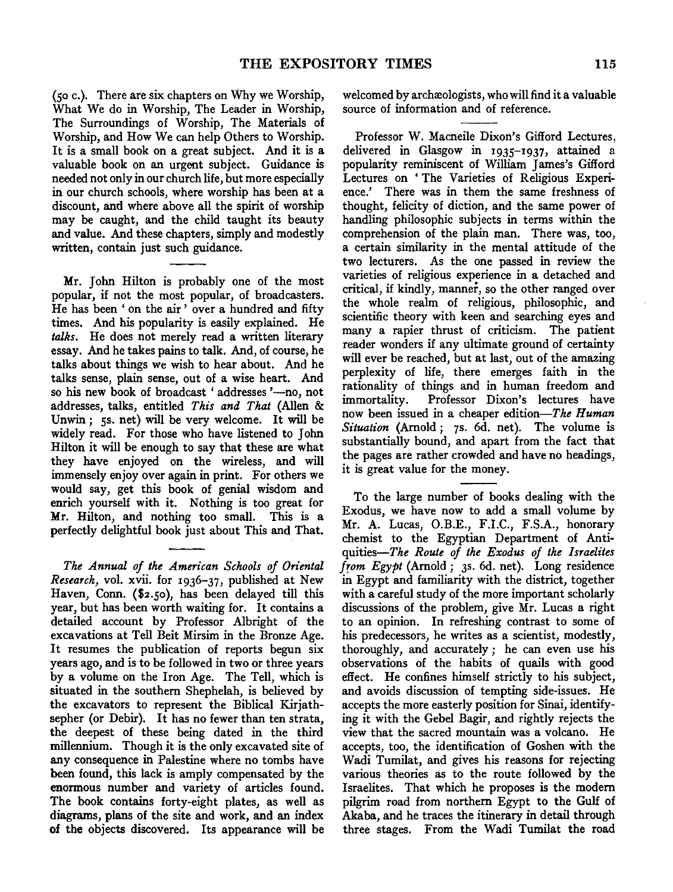(50 c.). There are six chapters on Why we Worship, What We do in Worship, The Leader in Worship, The Surroundings of Worship, The Materials of Worship, and How We can help Others to Worship. It is a small book on a great subject. And it is a valuable book on an urgent subject. Guidance is needed not only in our church life, but more especially in our church schools, where worship has been at a discount, and where above all the spirit of worship may be caught, and the child taught its beauty and value. And these chapters, simply and modestly written, contain just such guidance.

---

Mr. John Hilton is probably one of the most popular, if not the most popular, of broadcasters. He has been 'on the air' over a hundred and fifty times. And his popularity is easily explained. He *talks*. He does not merely read a written literary essay. And he takes pains to talk. And, of course, he talks about things we wish to hear about. And he talks sense, plain sense, out of a wise heart. And so his new book of broadcast 'addresses'—no, not addresses, talks, entitled *This and That* (Allen & Unwin; 5s. net) will be very welcome. It will be widely read. For those who have listened to John Hilton it will be enough to say that these are what they have enjoyed on the wireless, and will immensely enjoy over again in print. For others we would say, get this book of genial wisdom and enrich yourself with it. Nothing is too great for Mr. Hilton, and nothing too small. This is a perfectly delightful book just about This and That.

---

*The Annual of the American Schools of Oriental Research*, vol. xvii. for 1936–37, published at New Haven, Conn. ($2.50), has been delayed till this year, but has been worth waiting for. It contains a detailed account by Professor Albright of the excavations at Tell Beit Mirsim in the Bronze Age. It resumes the publication of reports begun six years ago, and is to be followed in two or three years by a volume on the Iron Age. The Tell, which is situated in the southern Shephelah, is believed by the excavators to represent the Biblical Kirjath-sepher (or Debir). It has no fewer than ten strata, the deepest of these being dated in the third millennium. Though it is the only excavated site of any consequence in Palestine where no tombs have been found, this lack is amply compensated by the enormous number and variety of articles found. The book contains forty-eight plates, as well as diagrams, plans of the site and work, and an index of the objects discovered. Its appearance will be welcomed by archæologists, who will find it a valuable source of information and of reference.

---

Professor W. Macneile Dixon's Gifford Lectures, delivered in Glasgow in 1935–1937, attained a popularity reminiscent of William James's Gifford Lectures on 'The Varieties of Religious Experience.' There was in them the same freshness of thought, felicity of diction, and the same power of handling philosophic subjects in terms within the comprehension of the plain man. There was, too, a certain similarity in the mental attitude of the two lecturers. As the one passed in review the varieties of religious experience in a detached and critical, if kindly, manner, so the other ranged over the whole realm of religious, philosophic, and scientific theory with keen and searching eyes and many a rapier thrust of criticism. The patient reader wonders if any ultimate ground of certainty will ever be reached, but at last, out of the amazing perplexity of life, there emerges faith in the rationality of things and in human freedom and immortality. Professor Dixon's lectures have now been issued in a cheaper edition—*The Human Situation* (Arnold; 7s. 6d. net). The volume is substantially bound, and apart from the fact that the pages are rather crowded and have no headings, it is great value for the money.

---

To the large number of books dealing with the Exodus, we have now to add a small volume by Mr. A. Lucas, O.B.E., F.I.C., F.S.A., honorary chemist to the Egyptian Department of Antiquities—*The Route of the Exodus of the Israelites from Egypt* (Arnold; 3s. 6d. net). Long residence in Egypt and familiarity with the district, together with a careful study of the more important scholarly discussions of the problem, give Mr. Lucas a right to an opinion. In refreshing contrast to some of his predecessors, he writes as a scientist, modestly, thoroughly, and accurately; he can even use his observations of the habits of quails with good effect. He confines himself strictly to his subject, and avoids discussion of tempting side-issues. He accepts the more easterly position for Sinai, identifying it with the Gebel Bagir, and rightly rejects the view that the sacred mountain was a volcano. He accepts, too, the identification of Goshen with the Wadi Tumilat, and gives his reasons for rejecting various theories as to the route followed by the Israelites. That which he proposes is the modern pilgrim road from northern Egypt to the Gulf of Akaba, and he traces the itinerary in detail through three stages. From the Wadi Tumilat the road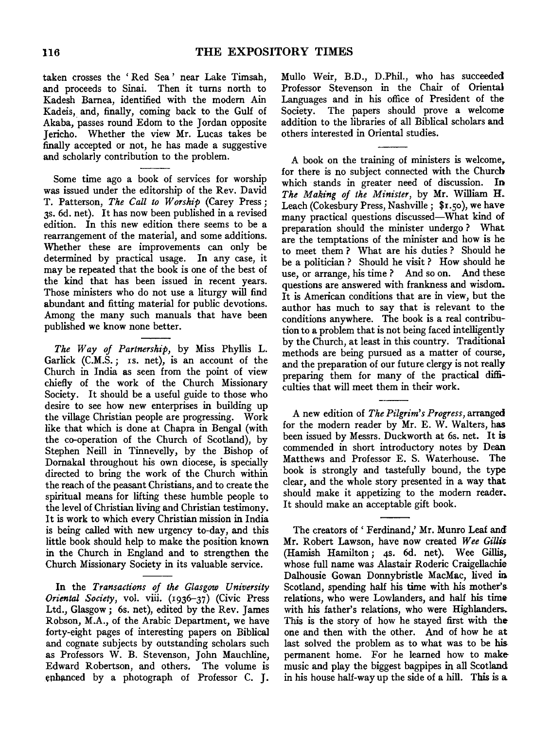taken crosses the 'Red Sea' near Lake Timsah, and proceeds to Sinai. Then it turns north to Kadesh Barnea, identified with the modern Ain Kadeis, and, finally, coming back to the Gulf of Akaba, passes round Edom to the Jordan opposite Jericho. Whether the view Mr. Lucas takes be finally accepted or not, he has made a suggestive and scholarly contribution to the problem.

---

Some time ago a book of services for worship was issued under the editorship of the Rev. David T. Patterson, *The Call to Worship* (Carey Press; 3s. 6d. net). It has now been published in a revised edition. In this new edition there seems to be a rearrangement of the material, and some additions. Whether these are improvements can only be determined by practical usage. In any case, it may be repeated that the book is one of the best of the kind that has been issued in recent years. Those ministers who do not use a liturgy will find abundant and fitting material for public devotions. Among the many such manuals that have been published we know none better.

---

*The Way of Partnership*, by Miss Phyllis L. Garlick (C.M.S.; 1s. net), is an account of the Church in India as seen from the point of view chiefly of the work of the Church Missionary Society. It should be a useful guide to those who desire to see how new enterprises in building up the village Christian people are progressing. Work like that which is done at Chapra in Bengal (with the co-operation of the Church of Scotland), by Stephen Neill in Tinnevelly, by the Bishop of Dornakal throughout his own diocese, is specially directed to bring the work of the Church within the reach of the peasant Christians, and to create the spiritual means for lifting these humble people to the level of Christian living and Christian testimony. It is work to which every Christian mission in India is being called with new urgency to-day, and this little book should help to make the position known in the Church in England and to strengthen the Church Missionary Society in its valuable service.

---

In the *Transactions of the Glasgow University Oriental Society*, vol. viii. (1936–37) (Civic Press Ltd., Glasgow; 6s. net), edited by the Rev. James Robson, M.A., of the Arabic Department, we have forty-eight pages of interesting papers on Biblical and cognate subjects by outstanding scholars such as Professors W. B. Stevenson, John Mauchline, Edward Robertson, and others. The volume is enhanced by a photograph of Professor C. J. Mullo Weir, B.D., D.Phil., who has succeeded Professor Stevenson in the Chair of Oriental Languages and in his office of President of the Society. The papers should prove a welcome addition to the libraries of all Biblical scholars and others interested in Oriental studies.

---

A book on the training of ministers is welcome, for there is no subject connected with the Church which stands in greater need of discussion. In *The Making of the Minister*, by Mr. William H. Leach (Cokesbury Press, Nashville; $1.50), we have many practical questions discussed—What kind of preparation should the minister undergo? What are the temptations of the minister and how is he to meet them? What are his duties? Should he be a politician? Should he visit? How should he use, or arrange, his time? And so on. And these questions are answered with frankness and wisdom. It is American conditions that are in view, but the author has much to say that is relevant to the conditions anywhere. The book is a real contribution to a problem that is not being faced intelligently by the Church, at least in this country. Traditional methods are being pursued as a matter of course, and the preparation of our future clergy is not really preparing them for many of the practical difficulties that will meet them in their work.

---

A new edition of *The Pilgrim's Progress*, arranged for the modern reader by Mr. E. W. Walters, has been issued by Messrs. Duckworth at 6s. net. It is commended in short introductory notes by Dean Matthews and Professor E. S. Waterhouse. The book is strongly and tastefully bound, the type clear, and the whole story presented in a way that should make it appetizing to the modern reader. It should make an acceptable gift book.

---

The creators of 'Ferdinand,' Mr. Munro Leaf and Mr. Robert Lawson, have now created *Wee Gillis* (Hamish Hamilton; 4s. 6d. net). Wee Gillis, whose full name was Alastair Roderic Craigellachie Dalhousie Gowan Donnybristle MacMac, lived in Scotland, spending half his time with his mother's relations, who were Lowlanders, and half his time with his father's relations, who were Highlanders. This is the story of how he stayed first with the one and then with the other. And of how he at last solved the problem as to what was to be his permanent home. For he learned how to make music and play the biggest bagpipes in all Scotland in his house half-way up the side of a hill. This is a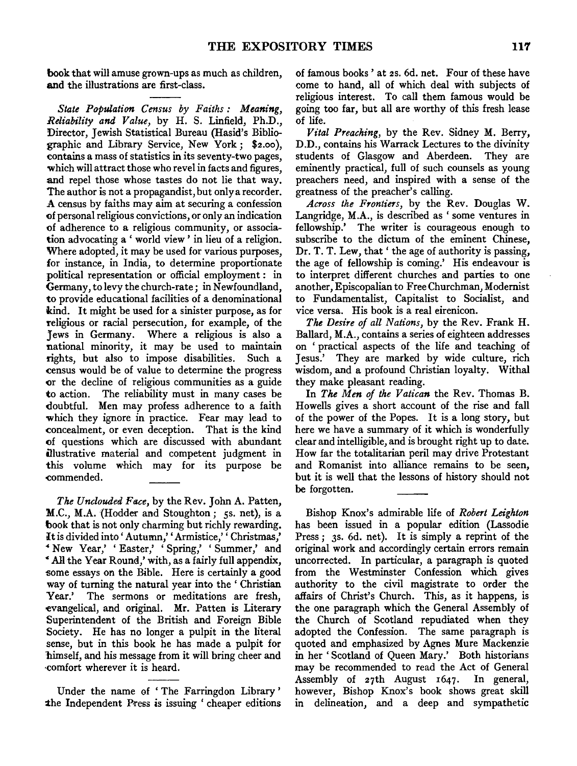book that will amuse grown-ups as much as children, and the illustrations are first-class.

*State Population Census by Faiths: Meaning, Reliability and Value*, by H. S. Linfield, Ph.D., Director, Jewish Statistical Bureau (Hasid's Bibliographic and Library Service, New York; $2.00), contains a mass of statistics in its seventy-two pages, which will attract those who revel in facts and figures, and repel those whose tastes do not lie that way. The author is not a propagandist, but only a recorder. A census by faiths may aim at securing a confession of personal religious convictions, or only an indication of adherence to a religious community, or association advocating a 'world view' in lieu of a religion. Where adopted, it may be used for various purposes, for instance, in India, to determine proportionate political representation or official employment: in Germany, to levy the church-rate; in Newfoundland, to provide educational facilities of a denominational kind. It might be used for a sinister purpose, as for religious or racial persecution, for example, of the Jews in Germany. Where a religious is also a national minority, it may be used to maintain rights, but also to impose disabilities. Such a census would be of value to determine the progress or the decline of religious communities as a guide to action. The reliability must in many cases be doubtful. Men may profess adherence to a faith which they ignore in practice. Fear may lead to concealment, or even deception. That is the kind of questions which are discussed with abundant illustrative material and competent judgment in this volume which may for its purpose be commended.

*The Unclouded Face*, by the Rev. John A. Patten, M.C., M.A. (Hodder and Stoughton; 5s. net), is a book that is not only charming but richly rewarding. It is divided into 'Autumn,' 'Armistice,' 'Christmas,' 'New Year,' 'Easter,' 'Spring,' 'Summer,' and 'All the Year Round,' with, as a fairly full appendix, some essays on the Bible. Here is certainly a good way of turning the natural year into the 'Christian Year.' The sermons or meditations are fresh, evangelical, and original. Mr. Patten is Literary Superintendent of the British and Foreign Bible Society. He has no longer a pulpit in the literal sense, but in this book he has made a pulpit for himself, and his message from it will bring cheer and comfort wherever it is heard.

Under the name of 'The Farringdon Library' the Independent Press is issuing 'cheaper editions of famous books' at 2s. 6d. net. Four of these have come to hand, all of which deal with subjects of religious interest. To call them famous would be going too far, but all are worthy of this fresh lease of life.

*Vital Preaching*, by the Rev. Sidney M. Berry, D.D., contains his Warrack Lectures to the divinity students of Glasgow and Aberdeen. They are eminently practical, full of such counsels as young preachers need, and inspired with a sense of the greatness of the preacher's calling.

*Across the Frontiers*, by the Rev. Douglas W. Langridge, M.A., is described as 'some ventures in fellowship.' The writer is courageous enough to subscribe to the dictum of the eminent Chinese, Dr. T. T. Lew, that 'the age of authority is passing, the age of fellowship is coming.' His endeavour is to interpret different churches and parties to one another, Episcopalian to Free Churchman, Modernist to Fundamentalist, Capitalist to Socialist, and vice versa. His book is a real eirenicon.

*The Desire of all Nations*, by the Rev. Frank H. Ballard, M.A., contains a series of eighteen addresses on 'practical aspects of the life and teaching of Jesus.' They are marked by wide culture, rich wisdom, and a profound Christian loyalty. Withal they make pleasant reading.

In *The Men of the Vatican* the Rev. Thomas B. Howells gives a short account of the rise and fall of the power of the Popes. It is a long story, but here we have a summary of it which is wonderfully clear and intelligible, and is brought right up to date. How far the totalitarian peril may drive Protestant and Romanist into alliance remains to be seen, but it is well that the lessons of history should not be forgotten.

Bishop Knox's admirable life of *Robert Leighton* has been issued in a popular edition (Lassodie Press; 3s. 6d. net). It is simply a reprint of the original work and accordingly certain errors remain uncorrected. In particular, a paragraph is quoted from the Westminster Confession which gives authority to the civil magistrate to order the affairs of Christ's Church. This, as it happens, is the one paragraph which the General Assembly of the Church of Scotland repudiated when they adopted the Confession. The same paragraph is quoted and emphasized by Agnes Mure Mackenzie in her 'Scotland of Queen Mary.' Both historians may be recommended to read the Act of General Assembly of 27th August 1647. In general, however, Bishop Knox's book shows great skill in delineation, and a deep and sympathetic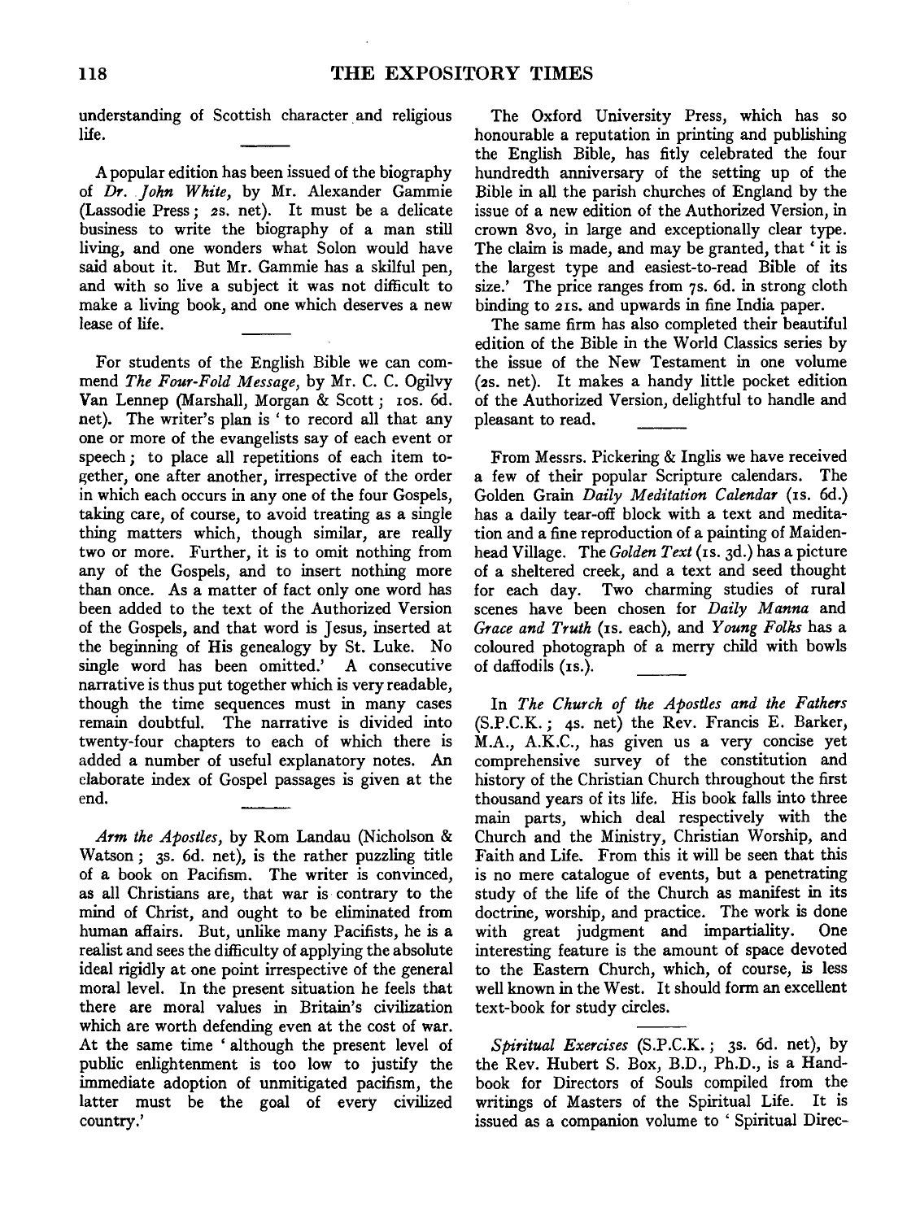understanding of Scottish character and religious life.

A popular edition has been issued of the biography of *Dr. John White*, by Mr. Alexander Gammie (Lassodie Press; 2s. net). It must be a delicate business to write the biography of a man still living, and one wonders what Solon would have said about it. But Mr. Gammie has a skilful pen, and with so live a subject it was not difficult to make a living book, and one which deserves a new lease of life.

For students of the English Bible we can commend *The Four-Fold Message*, by Mr. C. C. Ogilvy Van Lennep (Marshall, Morgan & Scott; 10s. 6d. net). The writer's plan is 'to record all that any one or more of the evangelists say of each event or speech; to place all repetitions of each item together, one after another, irrespective of the order in which each occurs in any one of the four Gospels, taking care, of course, to avoid treating as a single thing matters which, though similar, are really two or more. Further, it is to omit nothing from any of the Gospels, and to insert nothing more than once. As a matter of fact only one word has been added to the text of the Authorized Version of the Gospels, and that word is Jesus, inserted at the beginning of His genealogy by St. Luke. No single word has been omitted.' A consecutive narrative is thus put together which is very readable, though the time sequences must in many cases remain doubtful. The narrative is divided into twenty-four chapters to each of which there is added a number of useful explanatory notes. An elaborate index of Gospel passages is given at the end.

*Arm the Apostles*, by Rom Landau (Nicholson & Watson; 3s. 6d. net), is the rather puzzling title of a book on Pacifism. The writer is convinced, as all Christians are, that war is contrary to the mind of Christ, and ought to be eliminated from human affairs. But, unlike many Pacifists, he is a realist and sees the difficulty of applying the absolute ideal rigidly at one point irrespective of the general moral level. In the present situation he feels that there are moral values in Britain's civilization which are worth defending even at the cost of war. At the same time 'although the present level of public enlightenment is too low to justify the immediate adoption of unmitigated pacifism, the latter must be the goal of every civilized country.'

The Oxford University Press, which has so honourable a reputation in printing and publishing the English Bible, has fitly celebrated the four hundredth anniversary of the setting up of the Bible in all the parish churches of England by the issue of a new edition of the Authorized Version, in crown 8vo, in large and exceptionally clear type. The claim is made, and may be granted, that 'it is the largest type and easiest-to-read Bible of its size.' The price ranges from 7s. 6d. in strong cloth binding to 21s. and upwards in fine India paper.

The same firm has also completed their beautiful edition of the Bible in the World Classics series by the issue of the New Testament in one volume (2s. net). It makes a handy little pocket edition of the Authorized Version, delightful to handle and pleasant to read.

From Messrs. Pickering & Inglis we have received a few of their popular Scripture calendars. The Golden Grain *Daily Meditation Calendar* (1s. 6d.) has a daily tear-off block with a text and meditation and a fine reproduction of a painting of Maidenhead Village. The *Golden Text* (1s. 3d.) has a picture of a sheltered creek, and a text and seed thought for each day. Two charming studies of rural scenes have been chosen for *Daily Manna* and *Grace and Truth* (1s. each), and *Young Folks* has a coloured photograph of a merry child with bowls of daffodils (1s.).

In *The Church of the Apostles and the Fathers* (S.P.C.K.; 4s. net) the Rev. Francis E. Barker, M.A., A.K.C., has given us a very concise yet comprehensive survey of the constitution and history of the Christian Church throughout the first thousand years of its life. His book falls into three main parts, which deal respectively with the Church and the Ministry, Christian Worship, and Faith and Life. From this it will be seen that this is no mere catalogue of events, but a penetrating study of the life of the Church as manifest in its doctrine, worship, and practice. The work is done with great judgment and impartiality. One interesting feature is the amount of space devoted to the Eastern Church, which, of course, is less well known in the West. It should form an excellent text-book for study circles.

*Spiritual Exercises* (S.P.C.K.; 3s. 6d. net), by the Rev. Hubert S. Box, B.D., Ph.D., is a Handbook for Directors of Souls compiled from the writings of Masters of the Spiritual Life. It is issued as a companion volume to 'Spiritual Direc-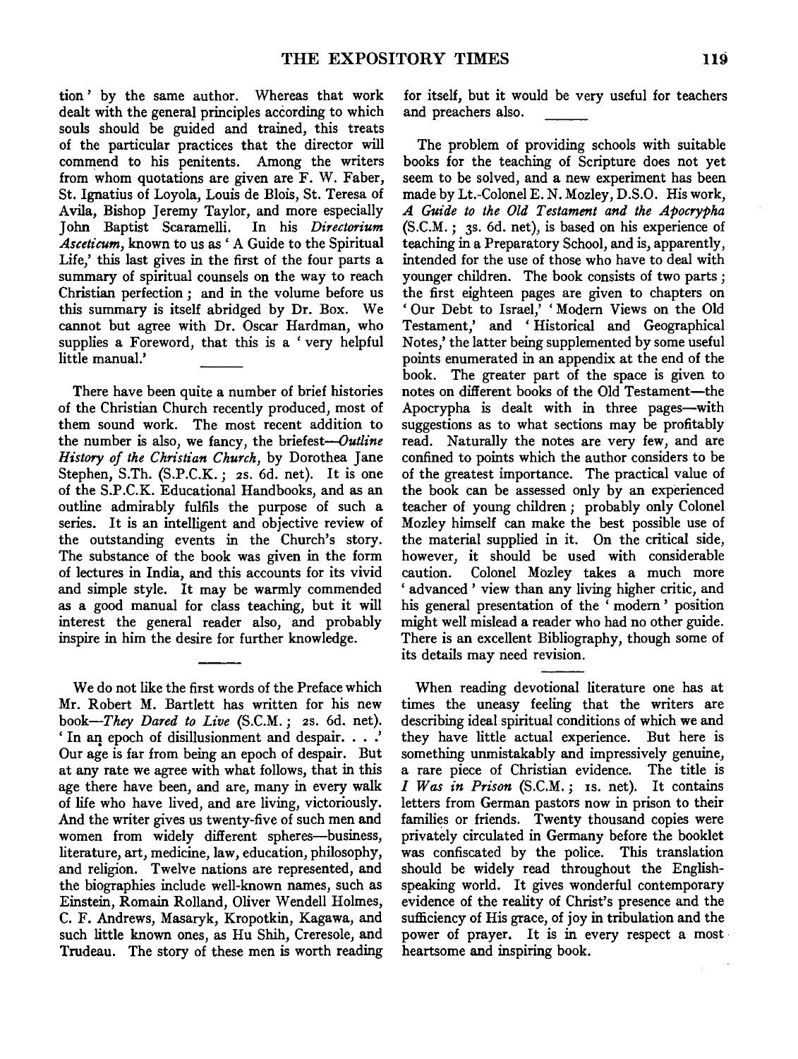tion' by the same author. Whereas that work dealt with the general principles according to which souls should be guided and trained, this treats of the particular practices that the director will commend to his penitents. Among the writers from whom quotations are given are F. W. Faber, St. Ignatius of Loyola, Louis de Blois, St. Teresa of Avila, Bishop Jeremy Taylor, and more especially John Baptist Scaramelli. In his *Directorium Asceticum*, known to us as 'A Guide to the Spiritual Life,' this last gives in the first of the four parts a summary of spiritual counsels on the way to reach Christian perfection; and in the volume before us this summary is itself abridged by Dr. Box. We cannot but agree with Dr. Oscar Hardman, who supplies a Foreword, that this is a 'very helpful little manual.'

There have been quite a number of brief histories of the Christian Church recently produced, most of them sound work. The most recent addition to the number is also, we fancy, the briefest—*Outline History of the Christian Church*, by Dorothea Jane Stephen, S.Th. (S.P.C.K.; 2s. 6d. net). It is one of the S.P.C.K. Educational Handbooks, and as an outline admirably fulfils the purpose of such a series. It is an intelligent and objective review of the outstanding events in the Church's story. The substance of the book was given in the form of lectures in India, and this accounts for its vivid and simple style. It may be warmly commended as a good manual for class teaching, but it will interest the general reader also, and probably inspire in him the desire for further knowledge.

We do not like the first words of the Preface which Mr. Robert M. Bartlett has written for his new book—*They Dared to Live* (S.C.M.; 2s. 6d. net). 'In an epoch of disillusionment and despair. . . .' Our age is far from being an epoch of despair. But at any rate we agree with what follows, that in this age there have been, and are, many in every walk of life who have lived, and are living, victoriously. And the writer gives us twenty-five of such men and women from widely different spheres—business, literature, art, medicine, law, education, philosophy, and religion. Twelve nations are represented, and the biographies include well-known names, such as Einstein, Romain Rolland, Oliver Wendell Holmes, C. F. Andrews, Masaryk, Kropotkin, Kagawa, and such little known ones, as Hu Shih, Creresole, and Trudeau. The story of these men is worth reading for itself, but it would be very useful for teachers and preachers also.

The problem of providing schools with suitable books for the teaching of Scripture does not yet seem to be solved, and a new experiment has been made by Lt.-Colonel E. N. Mozley, D.S.O. His work, *A Guide to the Old Testament and the Apocrypha* (S.C.M.; 3s. 6d. net), is based on his experience of teaching in a Preparatory School, and is, apparently, intended for the use of those who have to deal with younger children. The book consists of two parts; the first eighteen pages are given to chapters on 'Our Debt to Israel,' 'Modern Views on the Old Testament,' and 'Historical and Geographical Notes,' the latter being supplemented by some useful points enumerated in an appendix at the end of the book. The greater part of the space is given to notes on different books of the Old Testament—the Apocrypha is dealt with in three pages—with suggestions as to what sections may be profitably read. Naturally the notes are very few, and are confined to points which the author considers to be of the greatest importance. The practical value of the book can be assessed only by an experienced teacher of young children; probably only Colonel Mozley himself can make the best possible use of the material supplied in it. On the critical side, however, it should be used with considerable caution. Colonel Mozley takes a much more 'advanced' view than any living higher critic, and his general presentation of the 'modern' position might well mislead a reader who had no other guide. There is an excellent Bibliography, though some of its details may need revision.

When reading devotional literature one has at times the uneasy feeling that the writers are describing ideal spiritual conditions of which we and they have little actual experience. But here is something unmistakably and impressively genuine, a rare piece of Christian evidence. The title is *I Was in Prison* (S.C.M.; 1s. net). It contains letters from German pastors now in prison to their families or friends. Twenty thousand copies were privately circulated in Germany before the booklet was confiscated by the police. This translation should be widely read throughout the English-speaking world. It gives wonderful contemporary evidence of the reality of Christ's presence and the sufficiency of His grace, of joy in tribulation and the power of prayer. It is in every respect a most heartsome and inspiring book.